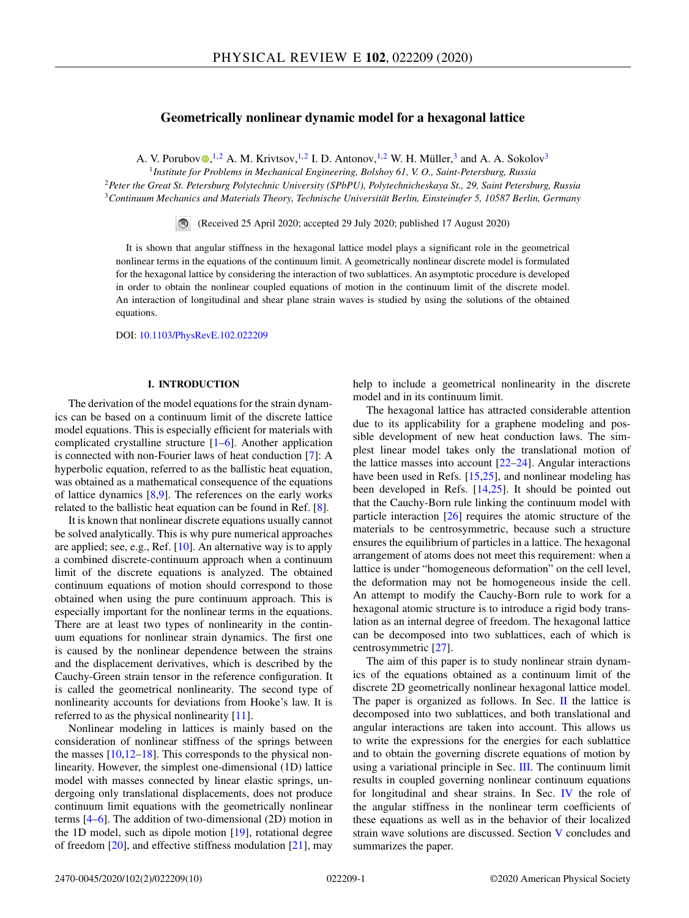# Geometrically nonlinear dynamic model for a hexagonal lattice

A. V. Porubov[1,2], A. M. Krivtsov,[1,2] I. D. Antonov,[1,2] W. H. Müller,[3] and A. A. Sokolov[3]

[1]*Institute for Problems in Mechanical Engineering, Bolshoy 61, V. O., Saint-Petersburg, Russia*

[2]*Peter the Great St. Petersburg Polytechnic University (SPbPU), Polytechnicheskaya St., 29, Saint Petersburg, Russia*

[3]*Continuum Mechanics and Materials Theory, Technische Universität Berlin, Einsteinufer 5, 10587 Berlin, Germany*

(Received 25 April 2020; accepted 29 July 2020; published 17 August 2020)

It is shown that angular stiffness in the hexagonal lattice model plays a significant role in the geometrical nonlinear terms in the equations of the continuum limit. A geometrically nonlinear discrete model is formulated for the hexagonal lattice by considering the interaction of two sublattices. An asymptotic procedure is developed in order to obtain the nonlinear coupled equations of motion in the continuum limit of the discrete model. An interaction of longitudinal and shear plane strain waves is studied by using the solutions of the obtained equations.

DOI: 10.1103/PhysRevE.102.022209

## I. INTRODUCTION

The derivation of the model equations for the strain dynamics can be based on a continuum limit of the discrete lattice model equations. This is especially efficient for materials with complicated crystalline structure [1–6]. Another application is connected with non-Fourier laws of heat conduction [7]: A hyperbolic equation, referred to as the ballistic heat equation, was obtained as a mathematical consequence of the equations of lattice dynamics [8,9]. The references on the early works related to the ballistic heat equation can be found in Ref. [8].

It is known that nonlinear discrete equations usually cannot be solved analytically. This is why pure numerical approaches are applied; see, e.g., Ref. [10]. An alternative way is to apply a combined discrete-continuum approach when a continuum limit of the discrete equations is analyzed. The obtained continuum equations of motion should correspond to those obtained when using the pure continuum approach. This is especially important for the nonlinear terms in the equations. There are at least two types of nonlinearity in the continuum equations for nonlinear strain dynamics. The first one is caused by the nonlinear dependence between the strains and the displacement derivatives, which is described by the Cauchy-Green strain tensor in the reference configuration. It is called the geometrical nonlinearity. The second type of nonlinearity accounts for deviations from Hooke's law. It is referred to as the physical nonlinearity [11].

Nonlinear modeling in lattices is mainly based on the consideration of nonlinear stiffness of the springs between the masses [10,12–18]. This corresponds to the physical nonlinearity. However, the simplest one-dimensional (1D) lattice model with masses connected by linear elastic springs, undergoing only translational displacements, does not produce continuum limit equations with the geometrically nonlinear terms [4–6]. The addition of two-dimensional (2D) motion in the 1D model, such as dipole motion [19], rotational degree of freedom [20], and effective stiffness modulation [21], may help to include a geometrical nonlinearity in the discrete model and in its continuum limit.

The hexagonal lattice has attracted considerable attention due to its applicability for a graphene modeling and possible development of new heat conduction laws. The simplest linear model takes only the translational motion of the lattice masses into account [22–24]. Angular interactions have been used in Refs. [15,25], and nonlinear modeling has been developed in Refs. [14,25]. It should be pointed out that the Cauchy-Born rule linking the continuum model with particle interaction [26] requires the atomic structure of the materials to be centrosymmetric, because such a structure ensures the equilibrium of particles in a lattice. The hexagonal arrangement of atoms does not meet this requirement: when a lattice is under "homogeneous deformation" on the cell level, the deformation may not be homogeneous inside the cell. An attempt to modify the Cauchy-Born rule to work for a hexagonal atomic structure is to introduce a rigid body translation as an internal degree of freedom. The hexagonal lattice can be decomposed into two sublattices, each of which is centrosymmetric [27].

The aim of this paper is to study nonlinear strain dynamics of the equations obtained as a continuum limit of the discrete 2D geometrically nonlinear hexagonal lattice model. The paper is organized as follows. In Sec. II the lattice is decomposed into two sublattices, and both translational and angular interactions are taken into account. This allows us to write the expressions for the energies for each sublattice and to obtain the governing discrete equations of motion by using a variational principle in Sec. III. The continuum limit results in coupled governing nonlinear continuum equations for longitudinal and shear strains. In Sec. IV the role of the angular stiffness in the nonlinear term coefficients of these equations as well as in the behavior of their localized strain wave solutions are discussed. Section V concludes and summarizes the paper.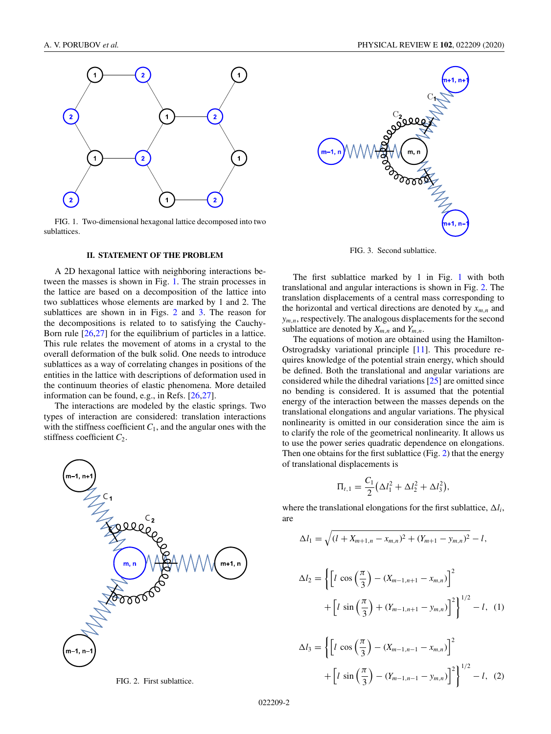FIG. 1. Two-dimensional hexagonal lattice decomposed into two sublattices.

## II. STATEMENT OF THE PROBLEM

A 2D hexagonal lattice with neighboring interactions between the masses is shown in Fig. 1. The strain processes in the lattice are based on a decomposition of the lattice into two sublattices whose elements are marked by 1 and 2. The sublattices are shown in in Figs. 2 and 3. The reason for the decompositions is related to to satisfying the Cauchy-Born rule [26,27] for the equilibrium of particles in a lattice. This rule relates the movement of atoms in a crystal to the overall deformation of the bulk solid. One needs to introduce sublattices as a way of correlating changes in positions of the entities in the lattice with descriptions of deformation used in the continuum theories of elastic phenomena. More detailed information can be found, e.g., in Refs. [26,27].

The interactions are modeled by the elastic springs. Two types of interaction are considered: translation interactions with the stiffness coefficient $C_1$, and the angular ones with the stiffness coefficient $C_2$.

FIG. 2. First sublattice.

FIG. 3. Second sublattice.

The first sublattice marked by 1 in Fig. 1 with both translational and angular interactions is shown in Fig. 2. The translation displacements of a central mass corresponding to the horizontal and vertical directions are denoted by $x_{m,n}$ and $y_{m,n}$, respectively. The analogous displacements for the second sublattice are denoted by $X_{m,n}$ and $Y_{m,n}$.

The equations of motion are obtained using the Hamilton-Ostrogradsky variational principle [11]. This procedure requires knowledge of the potential strain energy, which should be defined. Both the translational and angular variations are considered while the dihedral variations [25] are omitted since no bending is considered. It is assumed that the potential energy of the interaction between the masses depends on the translational elongations and angular variations. The physical nonlinearity is omitted in our consideration since the aim is to clarify the role of the geometrical nonlinearity. It allows us to use the power series quadratic dependence on elongations. Then one obtains for the first sublattice (Fig. 2) that the energy of translational displacements is

$$\Pi_{t,1} = \frac{C_1}{2}\left(\Delta l_1^2 + \Delta l_2^2 + \Delta l_3^2\right),$$

where the translational elongations for the first sublattice, $\Delta l_i$, are

$$\Delta l_1 = \sqrt{(l + X_{m+1,n} - x_{m,n})^2 + (Y_{m+1} - y_{m,n})^2} - l,$$

$$\Delta l_2 = \left\{\left[l\,\cos\left(\frac{\pi}{3}\right) - (X_{m-1,n+1} - x_{m,n})\right]^2 + \left[l\,\sin\left(\frac{\pi}{3}\right) + (Y_{m-1,n+1} - y_{m,n})\right]^2\right\}^{1/2} - l, \quad (1)$$

$$\Delta l_3 = \left\{\left[l\,\cos\left(\frac{\pi}{3}\right) - (X_{m-1,n-1} - x_{m,n})\right]^2 + \left[l\,\sin\left(\frac{\pi}{3}\right) - (Y_{m-1,n-1} - y_{m,n})\right]^2\right\}^{1/2} - l, \quad (2)$$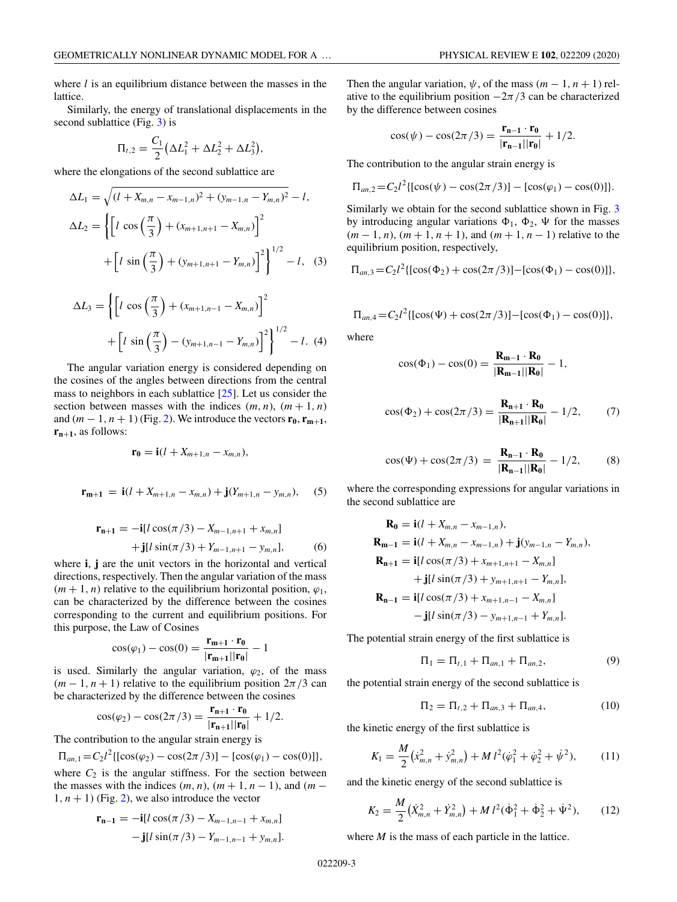where $l$ is an equilibrium distance between the masses in the lattice.

Similarly, the energy of translational displacements in the second sublattice (Fig. 3) is

$$\Pi_{t,2} = \frac{C_1}{2}\left(\Delta L_1^2 + \Delta L_2^2 + \Delta L_3^2\right),$$

where the elongations of the second sublattice are

$$\Delta L_1 = \sqrt{(l + X_{m,n} - x_{m-1,n})^2 + (y_{m-1,n} - Y_{m,n})^2} - l,$$

$$\Delta L_2 = \left\{\left[l\,\cos\left(\frac{\pi}{3}\right) + (x_{m+1,n+1} - X_{m,n})\right]^2 + \left[l\,\sin\left(\frac{\pi}{3}\right) + (y_{m+1,n+1} - Y_{m,n})\right]^2\right\}^{1/2} - l, \quad (3)$$

$$\Delta L_3 = \left\{\left[l\,\cos\left(\frac{\pi}{3}\right) + (x_{m+1,n-1} - X_{m,n})\right]^2 + \left[l\,\sin\left(\frac{\pi}{3}\right) - (y_{m+1,n-1} - Y_{m,n})\right]^2\right\}^{1/2} - l. \quad (4)$$

The angular variation energy is considered depending on the cosines of the angles between directions from the central mass to neighbors in each sublattice [25]. Let us consider the section between masses with the indices $(m, n)$, $(m+1, n)$ and $(m-1, n+1)$ (Fig. 2). We introduce the vectors $\mathbf{r_0}$, $\mathbf{r_{m+1}}$, $\mathbf{r_{n+1}}$, as follows:

$$\mathbf{r_0} = \mathbf{i}(l + X_{m+1,n} - x_{m,n}),$$

$$\mathbf{r_{m+1}} = \mathbf{i}(l + X_{m+1,n} - x_{m,n}) + \mathbf{j}(Y_{m+1,n} - y_{m,n}), \quad (5)$$

$$\mathbf{r_{n+1}} = -\mathbf{i}[l\cos(\pi/3) - X_{m-1,n+1} + x_{m,n}] + \mathbf{j}[l\sin(\pi/3) + Y_{m-1,n+1} - y_{m,n}], \quad (6)$$

where $\mathbf{i}$, $\mathbf{j}$ are the unit vectors in the horizontal and vertical directions, respectively. Then the angular variation of the mass $(m+1, n)$ relative to the equilibrium horizontal position, $\varphi_1$, can be characterized by the difference between the cosines corresponding to the current and equilibrium positions. For this purpose, the Law of Cosines

$$\cos(\varphi_1) - \cos(0) = \frac{\mathbf{r_{m+1}} \cdot \mathbf{r_0}}{|\mathbf{r_{m+1}}||\mathbf{r_0}|} - 1$$

is used. Similarly the angular variation, $\varphi_2$, of the mass $(m-1, n+1)$ relative to the equilibrium position $2\pi/3$ can be characterized by the difference between the cosines

$$\cos(\varphi_2) - \cos(2\pi/3) = \frac{\mathbf{r_{n+1}} \cdot \mathbf{r_0}}{|\mathbf{r_{n+1}}||\mathbf{r_0}|} + 1/2.$$

The contribution to the angular strain energy is

$$\Pi_{an,1} = C_2 l^2\{[\cos(\varphi_2) - \cos(2\pi/3)] - [\cos(\varphi_1) - \cos(0)]\},$$

where $C_2$ is the angular stiffness. For the section between the masses with the indices $(m, n)$, $(m+1, n-1)$, and $(m-1, n+1)$ (Fig. 2), we also introduce the vector

$$\mathbf{r_{n-1}} = -\mathbf{i}[l\cos(\pi/3) - X_{m-1,n-1} + x_{m,n}] - \mathbf{j}[l\sin(\pi/3) - Y_{m-1,n-1} + y_{m,n}].$$

Then the angular variation, $\psi$, of the mass $(m-1, n+1)$ relative to the equilibrium position $-2\pi/3$ can be characterized by the difference between cosines

$$\cos(\psi) - \cos(2\pi/3) = \frac{\mathbf{r_{n-1}} \cdot \mathbf{r_0}}{|\mathbf{r_{n-1}}||\mathbf{r_0}|} + 1/2.$$

The contribution to the angular strain energy is

$$\Pi_{an,2} = C_2 l^2\{[\cos(\psi) - \cos(2\pi/3)] - [\cos(\varphi_1) - \cos(0)]\}.$$

Similarly we obtain for the second sublattice shown in Fig. 3 by introducing angular variations $\Phi_1$, $\Phi_2$, $\Psi$ for the masses $(m-1, n)$, $(m+1, n+1)$, and $(m+1, n-1)$ relative to the equilibrium position, respectively,

$$\Pi_{an,3} = C_2 l^2\{[\cos(\Phi_2) + \cos(2\pi/3)] - [\cos(\Phi_1) - \cos(0)]\},$$

$$\Pi_{an,4} = C_2 l^2\{[\cos(\Psi) + \cos(2\pi/3)] - [\cos(\Phi_1) - \cos(0)]\},$$

where

$$\cos(\Phi_1) - \cos(0) = \frac{\mathbf{R_{m-1}} \cdot \mathbf{R_0}}{|\mathbf{R_{m-1}}||\mathbf{R_0}|} - 1,$$

$$\cos(\Phi_2) + \cos(2\pi/3) = \frac{\mathbf{R_{n+1}} \cdot \mathbf{R_0}}{|\mathbf{R_{n+1}}||\mathbf{R_0}|} - 1/2, \quad (7)$$

$$\cos(\Psi) + \cos(2\pi/3) = \frac{\mathbf{R_{n-1}} \cdot \mathbf{R_0}}{|\mathbf{R_{n-1}}||\mathbf{R_0}|} - 1/2, \quad (8)$$

where the corresponding expressions for angular variations in the second sublattice are

$$\mathbf{R_0} = \mathbf{i}(l + X_{m,n} - x_{m-1,n}),$$
$$\mathbf{R_{m-1}} = \mathbf{i}(l + X_{m,n} - x_{m-1,n}) + \mathbf{j}(y_{m-1,n} - Y_{m,n}),$$
$$\mathbf{R_{n+1}} = \mathbf{i}[l\cos(\pi/3) + x_{m+1,n+1} - X_{m,n}] + \mathbf{j}[l\sin(\pi/3) + y_{m+1,n+1} - Y_{m,n}],$$
$$\mathbf{R_{n-1}} = \mathbf{i}[l\cos(\pi/3) + x_{m+1,n-1} - X_{m,n}] - \mathbf{j}[l\sin(\pi/3) - y_{m+1,n-1} + Y_{m,n}].$$

The potential strain energy of the first sublattice is

$$\Pi_1 = \Pi_{t,1} + \Pi_{an,1} + \Pi_{an,2}, \quad (9)$$

the potential strain energy of the second sublattice is

$$\Pi_2 = \Pi_{t,2} + \Pi_{an,3} + \Pi_{an,4}, \quad (10)$$

the kinetic energy of the first sublattice is

$$K_1 = \frac{M}{2}\left(\dot{x}_{m,n}^2 + \dot{y}_{m,n}^2\right) + M\,l^2(\dot{\varphi}_1^2 + \dot{\varphi}_2^2 + \dot{\psi}^2), \quad (11)$$

and the kinetic energy of the second sublattice is

$$K_2 = \frac{M}{2}\left(\dot{X}_{m,n}^2 + \dot{Y}_{m,n}^2\right) + M\,l^2(\dot{\Phi}_1^2 + \dot{\Phi}_2^2 + \dot{\Psi}^2), \quad (12)$$

where $M$ is the mass of each particle in the lattice.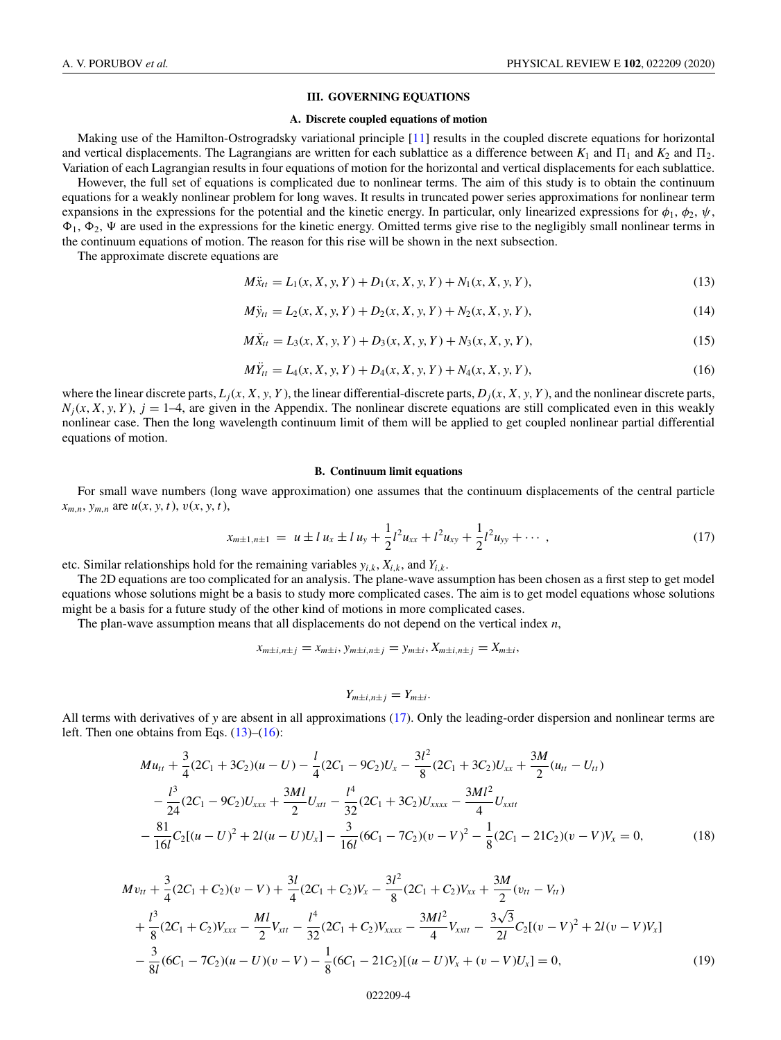## III. GOVERNING EQUATIONS

### A. Discrete coupled equations of motion

Making use of the Hamilton-Ostrogradsky variational principle [11] results in the coupled discrete equations for horizontal and vertical displacements. The Lagrangians are written for each sublattice as a difference between $K_1$ and $\Pi_1$ and $K_2$ and $\Pi_2$. Variation of each Lagrangian results in four equations of motion for the horizontal and vertical displacements for each sublattice.

However, the full set of equations is complicated due to nonlinear terms. The aim of this study is to obtain the continuum equations for a weakly nonlinear problem for long waves. It results in truncated power series approximations for nonlinear term expansions in the expressions for the potential and the kinetic energy. In particular, only linearized expressions for $\phi_1$, $\phi_2$, $\psi$, $\Phi_1$, $\Phi_2$, $\Psi$ are used in the expressions for the kinetic energy. Omitted terms give rise to the negligibly small nonlinear terms in the continuum equations of motion. The reason for this rise will be shown in the next subsection.

The approximate discrete equations are

$$M\ddot{x}_{tt} = L_1(x, X, y, Y) + D_1(x, X, y, Y) + N_1(x, X, y, Y), \tag{13}$$

$$M\ddot{y}_{tt} = L_2(x, X, y, Y) + D_2(x, X, y, Y) + N_2(x, X, y, Y), \tag{14}$$

$$M\ddot{X}_{tt} = L_3(x, X, y, Y) + D_3(x, X, y, Y) + N_3(x, X, y, Y), \tag{15}$$

$$M\ddot{Y}_{tt} = L_4(x, X, y, Y) + D_4(x, X, y, Y) + N_4(x, X, y, Y), \tag{16}$$

where the linear discrete parts, $L_j(x, X, y, Y)$, the linear differential-discrete parts, $D_j(x, X, y, Y)$, and the nonlinear discrete parts, $N_j(x, X, y, Y)$, $j = 1$–4, are given in the Appendix. The nonlinear discrete equations are still complicated even in this weakly nonlinear case. Then the long wavelength continuum limit of them will be applied to get coupled nonlinear partial differential equations of motion.

### B. Continuum limit equations

For small wave numbers (long wave approximation) one assumes that the continuum displacements of the central particle $x_{m,n}$, $y_{m,n}$ are $u(x, y, t)$, $v(x, y, t)$,

$$x_{m\pm1,n\pm1} = u \pm l\, u_x \pm l\, u_y + \frac{1}{2}l^2 u_{xx} + l^2 u_{xy} + \frac{1}{2}l^2 u_{yy} + \cdots, \tag{17}$$

etc. Similar relationships hold for the remaining variables $y_{i,k}$, $X_{i,k}$, and $Y_{i,k}$.

The 2D equations are too complicated for an analysis. The plane-wave assumption has been chosen as a first step to get model equations whose solutions might be a basis to study more complicated cases. The aim is to get model equations whose solutions might be a basis for a future study of the other kind of motions in more complicated cases.

The plan-wave assumption means that all displacements do not depend on the vertical index $n$,

$$x_{m\pm i,n\pm j} = x_{m\pm i},\, y_{m\pm i,n\pm j} = y_{m\pm i},\, X_{m\pm i,n\pm j} = X_{m\pm i},$$

$$Y_{m\pm i,n\pm j} = Y_{m\pm i}.$$

All terms with derivatives of $y$ are absent in all approximations (17). Only the leading-order dispersion and nonlinear terms are left. Then one obtains from Eqs. (13)–(16):

$$\begin{aligned} &M u_{tt} + \frac{3}{4}(2C_1 + 3C_2)(u - U) - \frac{l}{4}(2C_1 - 9C_2)U_x - \frac{3l^2}{8}(2C_1 + 3C_2)U_{xx} + \frac{3M}{2}(u_{tt} - U_{tt}) \\ &- \frac{l^3}{24}(2C_1 - 9C_2)U_{xxx} + \frac{3Ml}{2}U_{xtt} - \frac{l^4}{32}(2C_1 + 3C_2)U_{xxxx} - \frac{3Ml^2}{4}U_{xxtt} \\ &- \frac{81}{16l}C_2[(u - U)^2 + 2l(u - U)U_x] - \frac{3}{16l}(6C_1 - 7C_2)(v - V)^2 - \frac{1}{8}(2C_1 - 21C_2)(v - V)V_x = 0, \end{aligned} \tag{18}$$

$$\begin{aligned} &M v_{tt} + \frac{3}{4}(2C_1 + C_2)(v - V) + \frac{3l}{4}(2C_1 + C_2)V_x - \frac{3l^2}{8}(2C_1 + C_2)V_{xx} + \frac{3M}{2}(v_{tt} - V_{tt}) \\ &+ \frac{l^3}{8}(2C_1 + C_2)V_{xxx} - \frac{Ml}{2}V_{xtt} - \frac{l^4}{32}(2C_1 + C_2)V_{xxxx} - \frac{3Ml^2}{4}V_{xxtt} - \frac{3\sqrt{3}}{2l}C_2[(v - V)^2 + 2l(v - V)V_x] \\ &- \frac{3}{8l}(6C_1 - 7C_2)(u - U)(v - V) - \frac{1}{8}(6C_1 - 21C_2)[(u - U)V_x + (v - V)U_x] = 0, \end{aligned} \tag{19}$$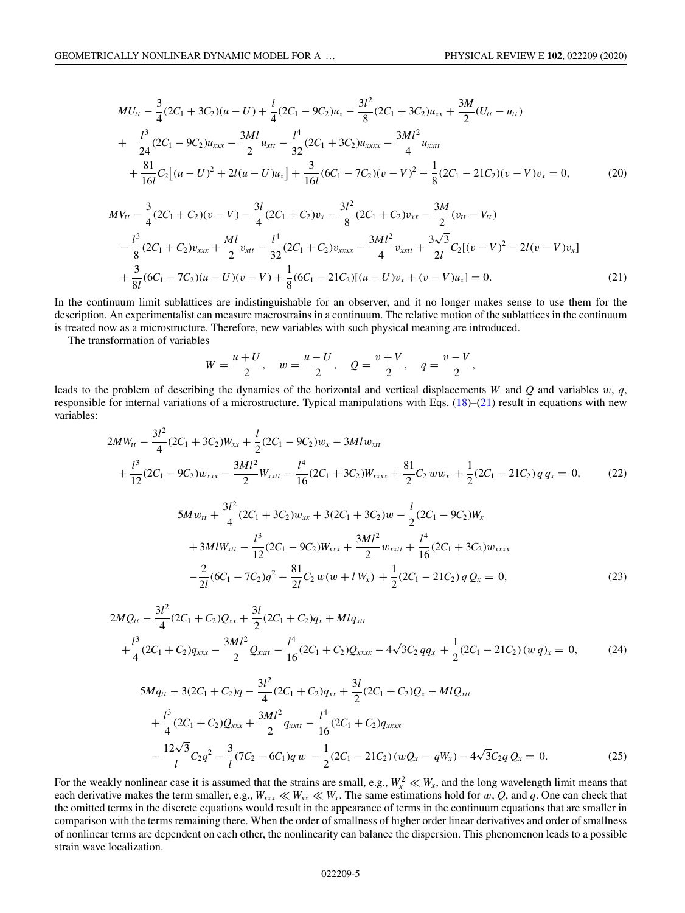$$
\begin{aligned}
&MU_{tt} - \frac{3}{4}(2C_1 + 3C_2)(u - U) + \frac{l}{4}(2C_1 - 9C_2)u_x - \frac{3l^2}{8}(2C_1 + 3C_2)u_{xx} + \frac{3M}{2}(U_{tt} - u_{tt}) \\
&+ \frac{l^3}{24}(2C_1 - 9C_2)u_{xxx} - \frac{3Ml}{2}u_{xtt} - \frac{l^4}{32}(2C_1 + 3C_2)u_{xxxx} - \frac{3Ml^2}{4}u_{xxtt} \\
&+ \frac{81}{16l}C_2\big[(u - U)^2 + 2l(u - U)u_x\big] + \frac{3}{16l}(6C_1 - 7C_2)(v - V)^2 - \frac{1}{8}(2C_1 - 21C_2)(v - V)v_x = 0,
\end{aligned} \tag{20}
$$

$$
\begin{aligned}
&MV_{tt} - \frac{3}{4}(2C_1 + C_2)(v - V) - \frac{3l}{4}(2C_1 + C_2)v_x - \frac{3l^2}{8}(2C_1 + C_2)v_{xx} - \frac{3M}{2}(v_{tt} - V_{tt}) \\
&- \frac{l^3}{8}(2C_1 + C_2)v_{xxx} + \frac{Ml}{2}v_{xtt} - \frac{l^4}{32}(2C_1 + C_2)v_{xxxx} - \frac{3Ml^2}{4}v_{xxtt} + \frac{3\sqrt{3}}{2l}C_2[(v - V)^2 - 2l(v - V)v_x] \\
&+ \frac{3}{8l}(6C_1 - 7C_2)(u - U)(v - V) + \frac{1}{8}(6C_1 - 21C_2)[(u - U)v_x + (v - V)u_x] = 0.
\end{aligned} \tag{21}
$$

In the continuum limit sublattices are indistinguishable for an observer, and it no longer makes sense to use them for the description. An experimentalist can measure macrostrains in a continuum. The relative motion of the sublattices in the continuum is treated now as a microstructure. Therefore, new variables with such physical meaning are introduced.

The transformation of variables

$$
W = \frac{u + U}{2}, \quad w = \frac{u - U}{2}, \quad Q = \frac{v + V}{2}, \quad q = \frac{v - V}{2},
$$

leads to the problem of describing the dynamics of the horizontal and vertical displacements $W$ and $Q$ and variables $w$, $q$, responsible for internal variations of a microstructure. Typical manipulations with Eqs. (18)–(21) result in equations with new variables:

$$
\begin{aligned}
&2MW_{tt} - \frac{3l^2}{4}(2C_1 + 3C_2)W_{xx} + \frac{l}{2}(2C_1 - 9C_2)w_x - 3Mlw_{xtt} \\
&+ \frac{l^3}{12}(2C_1 - 9C_2)w_{xxx} - \frac{3Ml^2}{2}W_{xxtt} - \frac{l^4}{16}(2C_1 + 3C_2)W_{xxxx} + \frac{81}{2}C_2\, w w_x + \frac{1}{2}(2C_1 - 21C_2)\, q\, q_x = 0,
\end{aligned} \tag{22}
$$

$$
\begin{aligned}
&5Mw_{tt} + \frac{3l^2}{4}(2C_1 + 3C_2)w_{xx} + 3(2C_1 + 3C_2)w - \frac{l}{2}(2C_1 - 9C_2)W_x \\
&+ 3MlW_{xtt} - \frac{l^3}{12}(2C_1 - 9C_2)W_{xxx} + \frac{3Ml^2}{2}w_{xxtt} + \frac{l^4}{16}(2C_1 + 3C_2)w_{xxxx} \\
&- \frac{2}{2l}(6C_1 - 7C_2)q^2 - \frac{81}{2l}C_2\, w(w + l\, W_x) + \frac{1}{2}(2C_1 - 21C_2)\, q\, Q_x = 0,
\end{aligned} \tag{23}
$$

$$
\begin{aligned}
&2MQ_{tt} - \frac{3l^2}{4}(2C_1 + C_2)Q_{xx} + \frac{3l}{2}(2C_1 + C_2)q_x + Mlq_{xtt} \\
&+ \frac{l^3}{4}(2C_1 + C_2)q_{xxx} - \frac{3Ml^2}{2}Q_{xxtt} - \frac{l^4}{16}(2C_1 + C_2)Q_{xxxx} - 4\sqrt{3}C_2\, qq_x + \frac{1}{2}(2C_1 - 21C_2)\,(w\, q)_x = 0,
\end{aligned} \tag{24}
$$

$$
\begin{aligned}
&5Mq_{tt} - 3(2C_1 + C_2)q - \frac{3l^2}{4}(2C_1 + C_2)q_{xx} + \frac{3l}{2}(2C_1 + C_2)Q_x - MlQ_{xtt} \\
&+ \frac{l^3}{4}(2C_1 + C_2)Q_{xxx} + \frac{3Ml^2}{2}q_{xxtt} - \frac{l^4}{16}(2C_1 + C_2)q_{xxxx} \\
&- \frac{12\sqrt{3}}{l}C_2q^2 - \frac{3}{l}(7C_2 - 6C_1)q\, w - \frac{1}{2}(2C_1 - 21C_2)\,(wQ_x - qW_x) - 4\sqrt{3}C_2q\, Q_x = 0.
\end{aligned} \tag{25}
$$

For the weakly nonlinear case it is assumed that the strains are small, e.g., $W_x^2 \ll W_x$, and the long wavelength limit means that each derivative makes the term smaller, e.g., $W_{xxx} \ll W_{xx} \ll W_x$. The same estimations hold for $w$, $Q$, and $q$. One can check that the omitted terms in the discrete equations would result in the appearance of terms in the continuum equations that are smaller in comparison with the terms remaining there. When the order of smallness of higher order linear derivatives and order of smallness of nonlinear terms are dependent on each other, the nonlinearity can balance the dispersion. This phenomenon leads to a possible strain wave localization.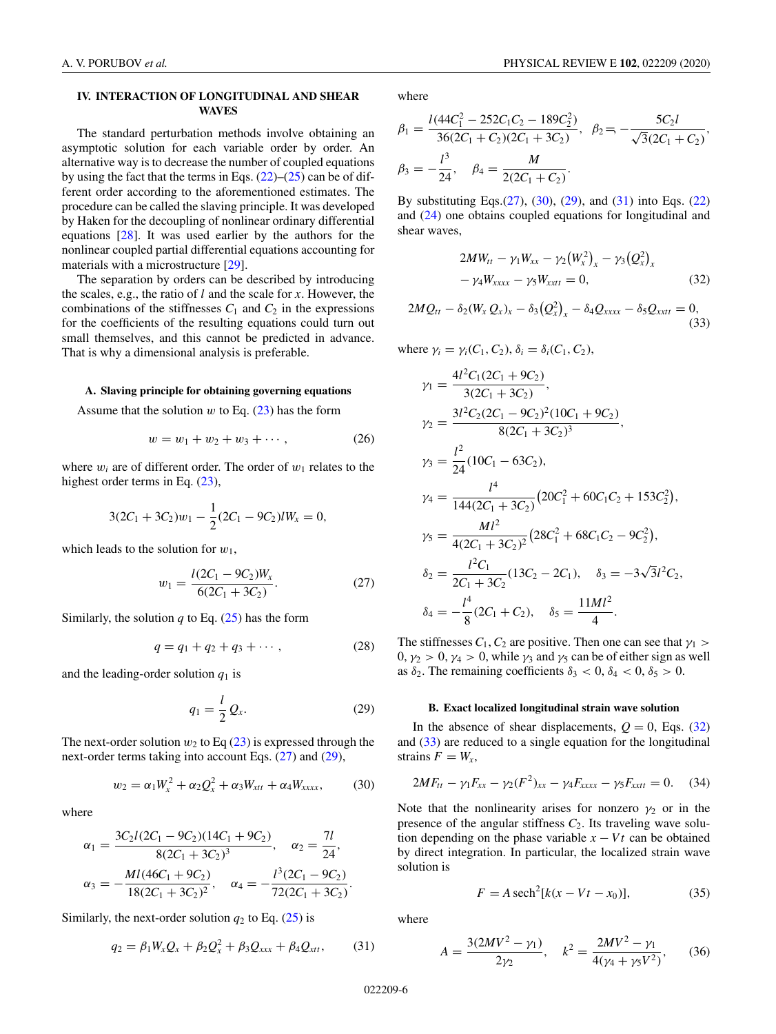## IV. INTERACTION OF LONGITUDINAL AND SHEAR WAVES

The standard perturbation methods involve obtaining an asymptotic solution for each variable order by order. An alternative way is to decrease the number of coupled equations by using the fact that the terms in Eqs. (22)–(25) can be of different order according to the aforementioned estimates. The procedure can be called the slaving principle. It was developed by Haken for the decoupling of nonlinear ordinary differential equations [28]. It was used earlier by the authors for the nonlinear coupled partial differential equations accounting for materials with a microstructure [29].

The separation by orders can be described by introducing the scales, e.g., the ratio of $l$ and the scale for $x$. However, the combinations of the stiffnesses $C_1$ and $C_2$ in the expressions for the coefficients of the resulting equations could turn out small themselves, and this cannot be predicted in advance. That is why a dimensional analysis is preferable.

### A. Slaving principle for obtaining governing equations

Assume that the solution $w$ to Eq. (23) has the form

$$w = w_1 + w_2 + w_3 + \cdots, \tag{26}$$

where $w_i$ are of different order. The order of $w_1$ relates to the highest order terms in Eq. (23),

$$3(2C_1 + 3C_2)w_1 - \frac{1}{2}(2C_1 - 9C_2)lW_x = 0,$$

which leads to the solution for $w_1$,

$$w_1 = \frac{l(2C_1 - 9C_2)W_x}{6(2C_1 + 3C_2)}. \tag{27}$$

Similarly, the solution $q$ to Eq. (25) has the form

$$q = q_1 + q_2 + q_3 + \cdots, \tag{28}$$

and the leading-order solution $q_1$ is

$$q_1 = \frac{l}{2}Q_x. \tag{29}$$

The next-order solution $w_2$ to Eq (23) is expressed through the next-order terms taking into account Eqs. (27) and (29),

$$w_2 = \alpha_1 W_x^2 + \alpha_2 Q_x^2 + \alpha_3 W_{xtt} + \alpha_4 W_{xxxx}, \tag{30}$$

where

$$\alpha_1 = \frac{3C_2 l(2C_1 - 9C_2)(14C_1 + 9C_2)}{8(2C_1 + 3C_2)^3}, \quad \alpha_2 = \frac{7l}{24},$$

$$\alpha_3 = -\frac{Ml(46C_1 + 9C_2)}{18(2C_1 + 3C_2)^2}, \quad \alpha_4 = -\frac{l^3(2C_1 - 9C_2)}{72(2C_1 + 3C_2)}.$$

Similarly, the next-order solution $q_2$ to Eq. (25) is

$$q_2 = \beta_1 W_x Q_x + \beta_2 Q_x^2 + \beta_3 Q_{xxx} + \beta_4 Q_{xtt}, \tag{31}$$

where

$$\beta_1 = \frac{l(44C_1^2 - 252C_1C_2 - 189C_2^2)}{36(2C_1 + C_2)(2C_1 + 3C_2)}, \quad \beta_2 = -\frac{5C_2 l}{\sqrt{3}(2C_1 + C_2)},$$

$$\beta_3 = -\frac{l^3}{24}, \quad \beta_4 = \frac{M}{2(2C_1 + C_2)}.$$

By substituting Eqs.(27), (30), (29), and (31) into Eqs. (22) and (24) one obtains coupled equations for longitudinal and shear waves,

$$2MW_{tt} - \gamma_1 W_{xx} - \gamma_2\left(W_x^2\right)_x - \gamma_3\left(Q_x^2\right)_x - \gamma_4 W_{xxxx} - \gamma_5 W_{xxtt} = 0, \tag{32}$$

$$2MQ_{tt} - \delta_2(W_x Q_x)_x - \delta_3\left(Q_x^2\right)_x - \delta_4 Q_{xxxx} - \delta_5 Q_{xxtt} = 0, \tag{33}$$

where $\gamma_i = \gamma_i(C_1, C_2)$, $\delta_i = \delta_i(C_1, C_2)$,

$$\gamma_1 = \frac{4l^2C_1(2C_1 + 9C_2)}{3(2C_1 + 3C_2)},$$

$$\gamma_2 = \frac{3l^2C_2(2C_1 - 9C_2)^2(10C_1 + 9C_2)}{8(2C_1 + 3C_2)^3},$$

$$\gamma_3 = \frac{l^2}{24}(10C_1 - 63C_2),$$

$$\gamma_4 = \frac{l^4}{144(2C_1 + 3C_2)}\left(20C_1^2 + 60C_1C_2 + 153C_2^2\right),$$

$$\gamma_5 = \frac{Ml^2}{4(2C_1 + 3C_2)^2}\left(28C_1^2 + 68C_1C_2 - 9C_2^2\right),$$

$$\delta_2 = \frac{l^2C_1}{2C_1 + 3C_2}(13C_2 - 2C_1), \quad \delta_3 = -3\sqrt{3}l^2C_2,$$

$$\delta_4 = -\frac{l^4}{8}(2C_1 + C_2), \quad \delta_5 = \frac{11Ml^2}{4}.$$

The stiffnesses $C_1, C_2$ are positive. Then one can see that $\gamma_1 > 0$, $\gamma_2 > 0$, $\gamma_4 > 0$, while $\gamma_3$ and $\gamma_5$ can be of either sign as well as $\delta_2$. The remaining coefficients $\delta_3 < 0$, $\delta_4 < 0$, $\delta_5 > 0$.

### B. Exact localized longitudinal strain wave solution

In the absence of shear displacements, $Q = 0$, Eqs. (32) and (33) are reduced to a single equation for the longitudinal strains $F = W_x$,

$$2MF_{tt} - \gamma_1 F_{xx} - \gamma_2(F^2)_{xx} - \gamma_4 F_{xxxx} - \gamma_5 F_{xxtt} = 0. \tag{34}$$

Note that the nonlinearity arises for nonzero $\gamma_2$ or in the presence of the angular stiffness $C_2$. Its traveling wave solution depending on the phase variable $x - Vt$ can be obtained by direct integration. In particular, the localized strain wave solution is

$$F = A\,\text{sech}^2[k(x - Vt - x_0)], \tag{35}$$

where

$$A = \frac{3(2MV^2 - \gamma_1)}{2\gamma_2}, \quad k^2 = \frac{2MV^2 - \gamma_1}{4(\gamma_4 + \gamma_5 V^2)}, \tag{36}$$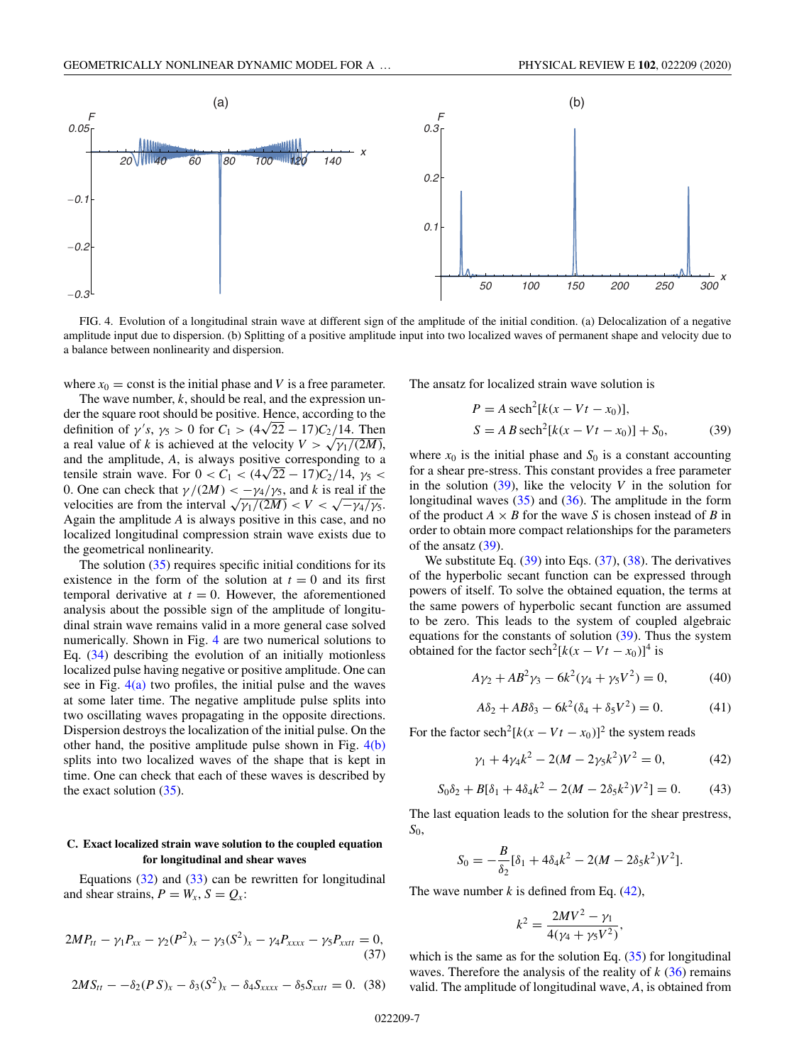FIG. 4. Evolution of a longitudinal strain wave at different sign of the amplitude of the initial condition. (a) Delocalization of a negative amplitude input due to dispersion. (b) Splitting of a positive amplitude input into two localized waves of permanent shape and velocity due to a balance between nonlinearity and dispersion.

where $x_0 = \text{const}$ is the initial phase and $V$ is a free parameter.

The wave number, $k$, should be real, and the expression under the square root should be positive. Hence, according to the definition of $\gamma$'s, $\gamma_5 > 0$ for $C_1 > (4\sqrt{22} - 17)C_2/14$. Then a real value of $k$ is achieved at the velocity $V > \sqrt{\gamma_1/(2M)}$, and the amplitude, $A$, is always positive corresponding to a tensile strain wave. For $0 < C_1 < (4\sqrt{22} - 17)C_2/14$, $\gamma_5 < 0$. One can check that $\gamma/(2M) < -\gamma_4/\gamma_5$, and $k$ is real if the velocities are from the interval $\sqrt{\gamma_1/(2M)} < V < \sqrt{-\gamma_4/\gamma_5}$. Again the amplitude $A$ is always positive in this case, and no localized longitudinal compression strain wave exists due to the geometrical nonlinearity.

The solution (35) requires specific initial conditions for its existence in the form of the solution at $t = 0$ and its first temporal derivative at $t = 0$. However, the aforementioned analysis about the possible sign of the amplitude of longitudinal strain wave remains valid in a more general case solved numerically. Shown in Fig. 4 are two numerical solutions to Eq. (34) describing the evolution of an initially motionless localized pulse having negative or positive amplitude. One can see in Fig. 4(a) two profiles, the initial pulse and the waves at some later time. The negative amplitude pulse splits into two oscillating waves propagating in the opposite directions. Dispersion destroys the localization of the initial pulse. On the other hand, the positive amplitude pulse shown in Fig. 4(b) splits into two localized waves of the shape that is kept in time. One can check that each of these waves is described by the exact solution (35).

### C. Exact localized strain wave solution to the coupled equation for longitudinal and shear waves

Equations (32) and (33) can be rewritten for longitudinal and shear strains, $P = W_x$, $S = Q_x$:

$$2MP_{tt} - \gamma_1 P_{xx} - \gamma_2 (P^2)_x - \gamma_3 (S^2)_x - \gamma_4 P_{xxxx} - \gamma_5 P_{xxtt} = 0, \quad (37)$$

$$2MS_{tt} - -\delta_2 (PS)_x - \delta_3 (S^2)_x - \delta_4 S_{xxxx} - \delta_5 S_{xxtt} = 0. \quad (38)$$

The ansatz for localized strain wave solution is

$$P = A\,\text{sech}^2[k(x - Vt - x_0)],$$
$$S = A\,B\,\text{sech}^2[k(x - Vt - x_0)] + S_0, \quad (39)$$

where $x_0$ is the initial phase and $S_0$ is a constant accounting for a shear pre-stress. This constant provides a free parameter in the solution (39), like the velocity $V$ in the solution for longitudinal waves (35) and (36). The amplitude in the form of the product $A \times B$ for the wave $S$ is chosen instead of $B$ in order to obtain more compact relationships for the parameters of the ansatz (39).

We substitute Eq. (39) into Eqs. (37), (38). The derivatives of the hyperbolic secant function can be expressed through powers of itself. To solve the obtained equation, the terms at the same powers of hyperbolic secant function are assumed to be zero. This leads to the system of coupled algebraic equations for the constants of solution (39). Thus the system obtained for the factor $\text{sech}^2[k(x - Vt - x_0)]^4$ is

$$A\gamma_2 + AB^2\gamma_3 - 6k^2(\gamma_4 + \gamma_5 V^2) = 0, \quad (40)$$

$$A\delta_2 + AB\delta_3 - 6k^2(\delta_4 + \delta_5 V^2) = 0. \quad (41)$$

For the factor $\text{sech}^2[k(x - Vt - x_0)]^2$ the system reads

$$\gamma_1 + 4\gamma_4 k^2 - 2(M - 2\gamma_5 k^2)V^2 = 0, \quad (42)$$

$$S_0\delta_2 + B[\delta_1 + 4\delta_4 k^2 - 2(M - 2\delta_5 k^2)V^2] = 0. \quad (43)$$

The last equation leads to the solution for the shear prestress, $S_0$,

$$S_0 = -\frac{B}{\delta_2}[\delta_1 + 4\delta_4 k^2 - 2(M - 2\delta_5 k^2)V^2].$$

The wave number $k$ is defined from Eq. (42),

$$k^2 = \frac{2MV^2 - \gamma_1}{4(\gamma_4 + \gamma_5 V^2)},$$

which is the same as for the solution Eq. (35) for longitudinal waves. Therefore the analysis of the reality of $k$ (36) remains valid. The amplitude of longitudinal wave, $A$, is obtained from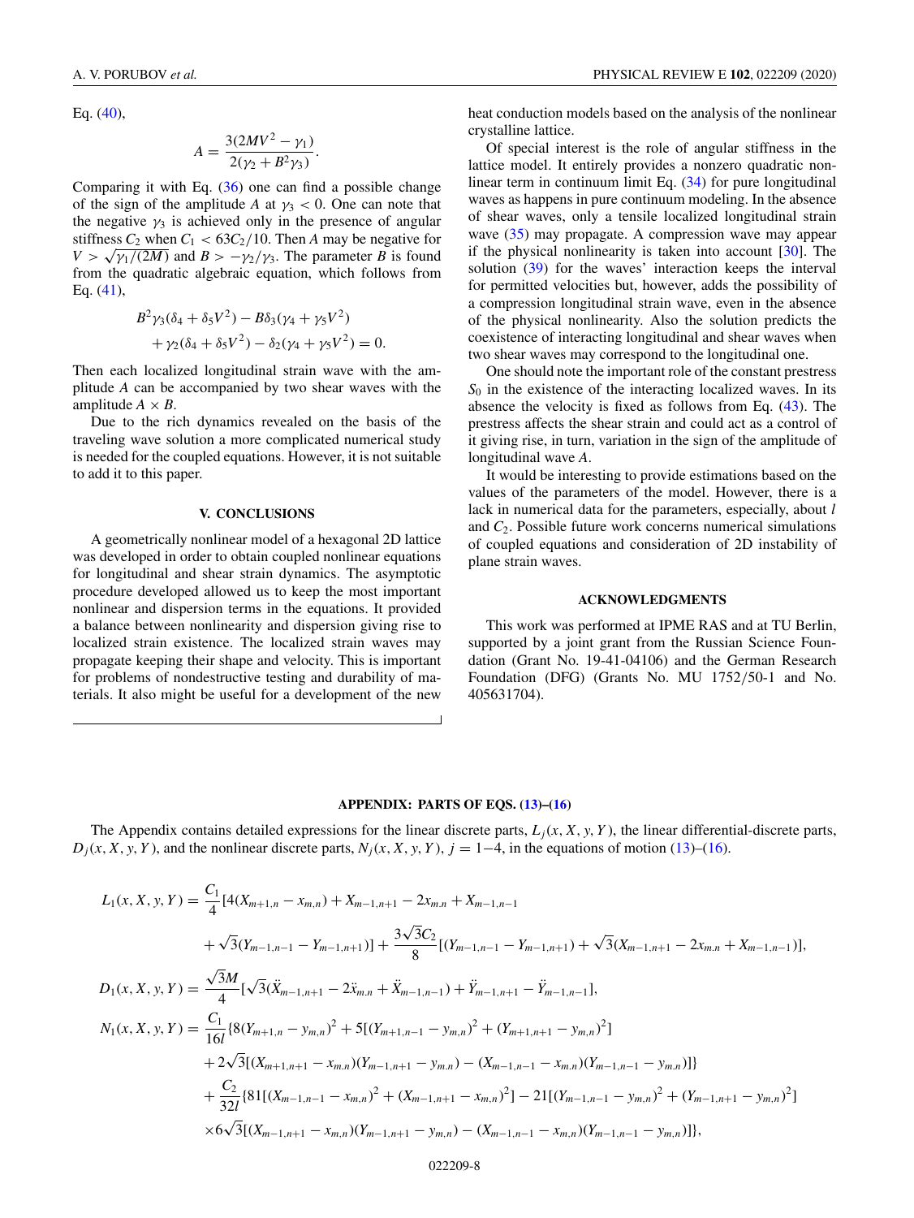Eq. (40),

$$A = \frac{3(2MV^2 - \gamma_1)}{2(\gamma_2 + B^2\gamma_3)}.$$

Comparing it with Eq. (36) one can find a possible change of the sign of the amplitude $A$ at $\gamma_3 < 0$. One can note that the negative $\gamma_3$ is achieved only in the presence of angular stiffness $C_2$ when $C_1 < 63C_2/10$. Then $A$ may be negative for $V > \sqrt{\gamma_1/(2M)}$ and $B > -\gamma_2/\gamma_3$. The parameter $B$ is found from the quadratic algebraic equation, which follows from Eq. (41),

$$B^2\gamma_3(\delta_4 + \delta_5 V^2) - B\delta_3(\gamma_4 + \gamma_5 V^2) + \gamma_2(\delta_4 + \delta_5 V^2) - \delta_2(\gamma_4 + \gamma_5 V^2) = 0.$$

Then each localized longitudinal strain wave with the amplitude $A$ can be accompanied by two shear waves with the amplitude $A \times B$.

Due to the rich dynamics revealed on the basis of the traveling wave solution a more complicated numerical study is needed for the coupled equations. However, it is not suitable to add it to this paper.

## V. CONCLUSIONS

A geometrically nonlinear model of a hexagonal 2D lattice was developed in order to obtain coupled nonlinear equations for longitudinal and shear strain dynamics. The asymptotic procedure developed allowed us to keep the most important nonlinear and dispersion terms in the equations. It provided a balance between nonlinearity and dispersion giving rise to localized strain existence. The localized strain waves may propagate keeping their shape and velocity. This is important for problems of nondestructive testing and durability of materials. It also might be useful for a development of the new heat conduction models based on the analysis of the nonlinear crystalline lattice.

Of special interest is the role of angular stiffness in the lattice model. It entirely provides a nonzero quadratic nonlinear term in continuum limit Eq. (34) for pure longitudinal waves as happens in pure continuum modeling. In the absence of shear waves, only a tensile localized longitudinal strain wave (35) may propagate. A compression wave may appear if the physical nonlinearity is taken into account [30]. The solution (39) for the waves' interaction keeps the interval for permitted velocities but, however, adds the possibility of a compression longitudinal strain wave, even in the absence of the physical nonlinearity. Also the solution predicts the coexistence of interacting longitudinal and shear waves when two shear waves may correspond to the longitudinal one.

One should note the important role of the constant prestress $S_0$ in the existence of the interacting localized waves. In its absence the velocity is fixed as follows from Eq. (43). The prestress affects the shear strain and could act as a control of it giving rise, in turn, variation in the sign of the amplitude of longitudinal wave $A$.

It would be interesting to provide estimations based on the values of the parameters of the model. However, there is a lack in numerical data for the parameters, especially, about $l$ and $C_2$. Possible future work concerns numerical simulations of coupled equations and consideration of 2D instability of plane strain waves.

## ACKNOWLEDGMENTS

This work was performed at IPME RAS and at TU Berlin, supported by a joint grant from the Russian Science Foundation (Grant No. 19-41-04106) and the German Research Foundation (DFG) (Grants No. MU 1752/50-1 and No. 405631704).

## APPENDIX: PARTS OF EQS. (13)–(16)

The Appendix contains detailed expressions for the linear discrete parts, $L_j(x, X, y, Y)$, the linear differential-discrete parts, $D_j(x, X, y, Y)$, and the nonlinear discrete parts, $N_j(x, X, y, Y)$, $j = 1{-}4$, in the equations of motion (13)–(16).

$$L_1(x, X, y, Y) = \frac{C_1}{4}[4(X_{m+1,n} - x_{m,n}) + X_{m-1,n+1} - 2x_{m.n} + X_{m-1,n-1} + \sqrt{3}(Y_{m-1,n-1} - Y_{m-1,n+1})] + \frac{3\sqrt{3}C_2}{8}[(Y_{m-1,n-1} - Y_{m-1,n+1}) + \sqrt{3}(X_{m-1,n+1} - 2x_{m.n} + X_{m-1,n-1})],$$

$$D_1(x, X, y, Y) = \frac{\sqrt{3}M}{4}[\sqrt{3}(\ddot{X}_{m-1,n+1} - 2\ddot{x}_{m.n} + \ddot{X}_{m-1,n-1}) + \ddot{Y}_{m-1,n+1} - \ddot{Y}_{m-1,n-1}],$$

$$\begin{aligned}
N_1(x, X, y, Y) = {} & \frac{C_1}{16l}\{8(Y_{m+1,n} - y_{m,n})^2 + 5[(Y_{m+1,n-1} - y_{m,n})^2 + (Y_{m+1,n+1} - y_{m,n})^2] \\
& + 2\sqrt{3}[(X_{m+1,n+1} - x_{m.n})(Y_{m-1,n+1} - y_{m.n}) - (X_{m-1,n-1} - x_{m.n})(Y_{m-1,n-1} - y_{m.n})]\} \\
& + \frac{C_2}{32l}\{81[(X_{m-1,n-1} - x_{m,n})^2 + (X_{m-1,n+1} - x_{m,n})^2] - 21[(Y_{m-1,n-1} - y_{m,n})^2 + (Y_{m-1,n+1} - y_{m,n})^2] \\
& \times 6\sqrt{3}[(X_{m-1,n+1} - x_{m,n})(Y_{m-1,n+1} - y_{m,n}) - (X_{m-1,n-1} - x_{m,n})(Y_{m-1,n-1} - y_{m,n})]\},
\end{aligned}$$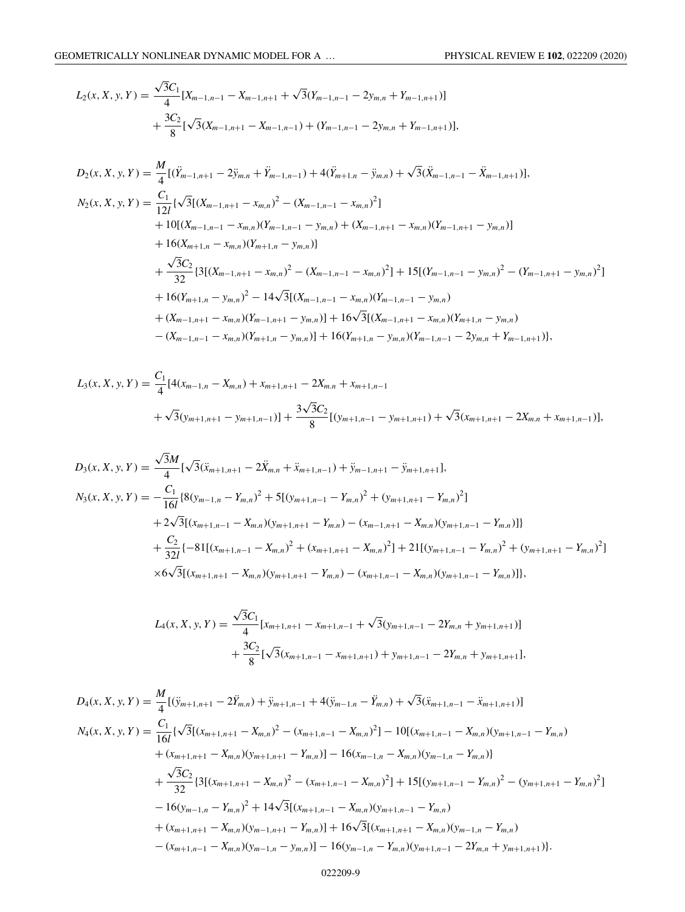$$
\begin{aligned}
L_2(x, X, y, Y) = {} & \frac{\sqrt{3}C_1}{4}[X_{m-1,n-1} - X_{m-1,n+1} + \sqrt{3}(Y_{m-1,n-1} - 2y_{m,n} + Y_{m-1,n+1})] \\
& + \frac{3C_2}{8}[\sqrt{3}(X_{m-1,n+1} - X_{m-1,n-1}) + (Y_{m-1,n-1} - 2y_{m,n} + Y_{m-1,n+1})],
\end{aligned}
$$

$$
\begin{aligned}
D_2(x, X, y, Y) = {} & \frac{M}{4}[(\ddot{Y}_{m-1,n+1} - 2\ddot{y}_{m,n} + \ddot{Y}_{m-1,n-1}) + 4(\ddot{Y}_{m+1,n} - \ddot{y}_{m,n}) + \sqrt{3}(\ddot{X}_{m-1,n-1} - \ddot{X}_{m-1,n+1})], \\
N_2(x, X, y, Y) = {} & \frac{C_1}{12l}\{\sqrt{3}[(X_{m-1,n+1} - x_{m,n})^2 - (X_{m-1,n-1} - x_{m,n})^2] \\
& + 10[(X_{m-1,n-1} - x_{m,n})(Y_{m-1,n-1} - y_{m,n}) + (X_{m-1,n+1} - x_{m,n})(Y_{m-1,n+1} - y_{m,n})] \\
& + 16(X_{m+1,n} - x_{m,n})(Y_{m+1,n} - y_{m,n})\} \\
& + \frac{\sqrt{3}C_2}{32}\{3[(X_{m-1,n+1} - x_{m,n})^2 - (X_{m-1,n-1} - x_{m,n})^2] + 15[(Y_{m-1,n-1} - y_{m,n})^2 - (Y_{m-1,n+1} - y_{m,n})^2] \\
& + 16(Y_{m+1,n} - y_{m,n})^2 - 14\sqrt{3}[(X_{m-1,n-1} - x_{m,n})(Y_{m-1,n-1} - y_{m,n}) \\
& + (X_{m-1,n+1} - x_{m,n})(Y_{m-1,n+1} - y_{m,n})] + 16\sqrt{3}[(X_{m-1,n+1} - x_{m,n})(Y_{m+1,n} - y_{m,n}) \\
& - (X_{m-1,n-1} - x_{m,n})(Y_{m+1,n} - y_{m,n})] + 16(Y_{m+1,n} - y_{m,n})(Y_{m-1,n-1} - 2y_{m,n} + Y_{m-1,n+1})\},
\end{aligned}
$$

$$
\begin{aligned}
L_3(x, X, y, Y) = {} & \frac{C_1}{4}[4(x_{m-1,n} - X_{m,n}) + x_{m+1,n+1} - 2X_{m,n} + x_{m+1,n-1} \\
& + \sqrt{3}(y_{m+1,n+1} - y_{m+1,n-1})] + \frac{3\sqrt{3}C_2}{8}[(y_{m+1,n-1} - y_{m+1,n+1}) + \sqrt{3}(x_{m+1,n+1} - 2X_{m,n} + x_{m+1,n-1})],
\end{aligned}
$$

$$
\begin{aligned}
D_3(x, X, y, Y) = {} & \frac{\sqrt{3}M}{4}[\sqrt{3}(\ddot{x}_{m+1,n+1} - 2\ddot{X}_{m,n} + \ddot{x}_{m+1,n-1}) + \ddot{y}_{m-1,n+1} - \ddot{y}_{m+1,n+1}], \\
N_3(x, X, y, Y) = {} & -\frac{C_1}{16l}\{8(y_{m-1,n} - Y_{m,n})^2 + 5[(y_{m+1,n-1} - Y_{m,n})^2 + (y_{m+1,n+1} - Y_{m,n})^2] \\
& + 2\sqrt{3}[(x_{m+1,n-1} - X_{m,n})(y_{m+1,n+1} - Y_{m,n}) - (x_{m-1,n+1} - X_{m,n})(y_{m+1,n-1} - Y_{m,n})]\} \\
& + \frac{C_2}{32l}\{-81[(x_{m+1,n-1} - X_{m,n})^2 + (x_{m+1,n+1} - X_{m,n})^2] + 21[(y_{m+1,n-1} - Y_{m,n})^2 + (y_{m+1,n+1} - Y_{m,n})^2] \\
& \times 6\sqrt{3}[(x_{m+1,n+1} - X_{m,n})(y_{m+1,n+1} - Y_{m,n}) - (x_{m+1,n-1} - X_{m,n})(y_{m+1,n-1} - Y_{m,n})]\},
\end{aligned}
$$

$$
\begin{aligned}
L_4(x, X, y, Y) = {} & \frac{\sqrt{3}C_1}{4}[x_{m+1,n+1} - x_{m+1,n-1} + \sqrt{3}(y_{m+1,n-1} - 2Y_{m,n} + y_{m+1,n+1})] \\
& + \frac{3C_2}{8}[\sqrt{3}(x_{m+1,n-1} - x_{m+1,n+1}) + y_{m+1,n-1} - 2Y_{m,n} + y_{m+1,n+1}],
\end{aligned}
$$

$$
\begin{aligned}
D_4(x, X, y, Y) = {} & \frac{M}{4}[(\ddot{y}_{m+1,n+1} - 2\ddot{Y}_{m,n}) + \ddot{y}_{m+1,n-1} + 4(\ddot{y}_{m-1,n} - \ddot{Y}_{m,n}) + \sqrt{3}(\ddot{x}_{m+1,n-1} - \ddot{x}_{m+1,n+1})] \\
N_4(x, X, y, Y) = {} & \frac{C_1}{16l}\{\sqrt{3}[(x_{m+1,n+1} - X_{m,n})^2 - (x_{m+1,n-1} - X_{m,n})^2] - 10[(x_{m+1,n-1} - X_{m,n})(y_{m+1,n-1} - Y_{m,n}) \\
& + (x_{m+1,n+1} - X_{m,n})(y_{m+1,n+1} - Y_{m,n})] - 16(x_{m-1,n} - X_{m,n})(y_{m-1,n} - Y_{m,n})\} \\
& + \frac{\sqrt{3}C_2}{32}\{3[(x_{m+1,n+1} - X_{m,n})^2 - (x_{m+1,n-1} - X_{m,n})^2] + 15[(y_{m+1,n-1} - Y_{m,n})^2 - (y_{m+1,n+1} - Y_{m,n})^2] \\
& - 16(y_{m-1,n} - Y_{m,n})^2 + 14\sqrt{3}[(x_{m+1,n-1} - X_{m,n})(y_{m+1,n-1} - Y_{m,n}) \\
& + (x_{m+1,n+1} - X_{m,n})(y_{m-1,n+1} - Y_{m,n})] + 16\sqrt{3}[(x_{m+1,n+1} - X_{m,n})(y_{m-1,n} - Y_{m,n}) \\
& - (x_{m+1,n-1} - X_{m,n})(y_{m-1,n} - y_{m,n})] - 16(y_{m-1,n} - Y_{m,n})(y_{m+1,n-1} - 2Y_{m,n} + y_{m+1,n+1})\}.
\end{aligned}
$$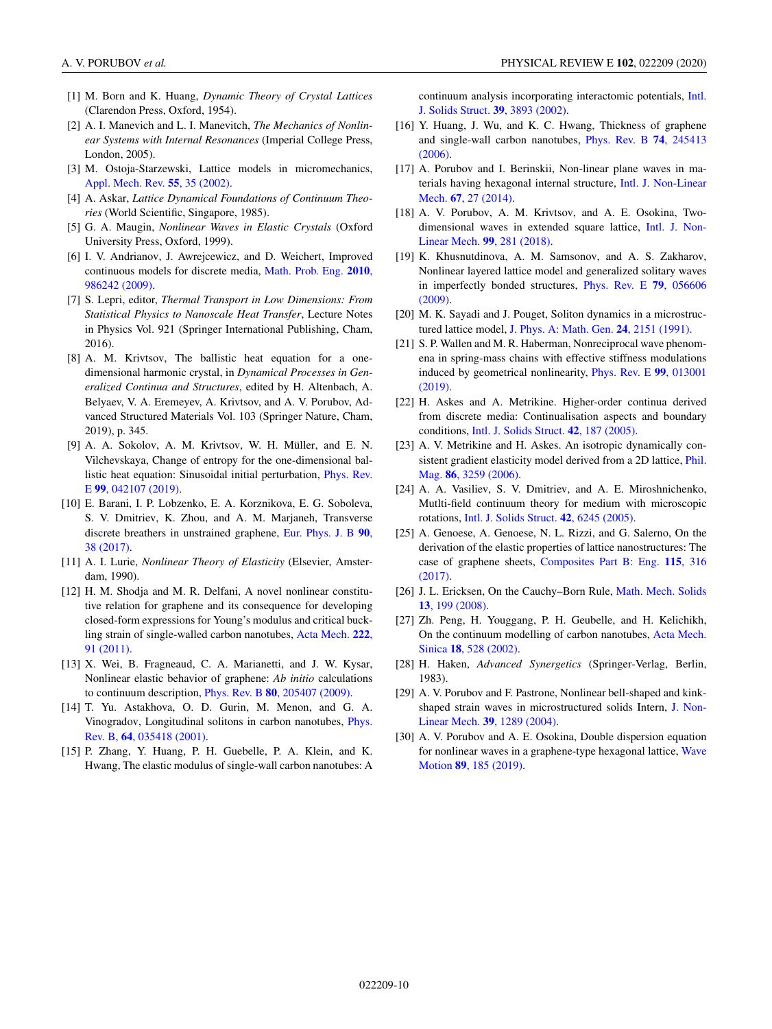[1] M. Born and K. Huang, *Dynamic Theory of Crystal Lattices* (Clarendon Press, Oxford, 1954).

[2] A. I. Manevich and L. I. Manevitch, *The Mechanics of Nonlinear Systems with Internal Resonances* (Imperial College Press, London, 2005).

[3] M. Ostoja-Starzewski, Lattice models in micromechanics, Appl. Mech. Rev. **55**, 35 (2002).

[4] A. Askar, *Lattice Dynamical Foundations of Continuum Theories* (World Scientific, Singapore, 1985).

[5] G. A. Maugin, *Nonlinear Waves in Elastic Crystals* (Oxford University Press, Oxford, 1999).

[6] I. V. Andrianov, J. Awrejcewicz, and D. Weichert, Improved continuous models for discrete media, Math. Prob. Eng. **2010**, 986242 (2009).

[7] S. Lepri, editor, *Thermal Transport in Low Dimensions: From Statistical Physics to Nanoscale Heat Transfer*, Lecture Notes in Physics Vol. 921 (Springer International Publishing, Cham, 2016).

[8] A. M. Krivtsov, The ballistic heat equation for a one-dimensional harmonic crystal, in *Dynamical Processes in Generalized Continua and Structures*, edited by H. Altenbach, A. Belyaev, V. A. Eremeyev, A. Krivtsov, and A. V. Porubov, Advanced Structured Materials Vol. 103 (Springer Nature, Cham, 2019), p. 345.

[9] A. A. Sokolov, A. M. Krivtsov, W. H. Müller, and E. N. Vilchevskaya, Change of entropy for the one-dimensional ballistic heat equation: Sinusoidal initial perturbation, Phys. Rev. E **99**, 042107 (2019).

[10] E. Barani, I. P. Lobzenko, E. A. Korznikova, E. G. Soboleva, S. V. Dmitriev, K. Zhou, and A. M. Marjaneh, Transverse discrete breathers in unstrained graphene, Eur. Phys. J. B **90**, 38 (2017).

[11] A. I. Lurie, *Nonlinear Theory of Elasticity* (Elsevier, Amsterdam, 1990).

[12] H. M. Shodja and M. R. Delfani, A novel nonlinear constitutive relation for graphene and its consequence for developing closed-form expressions for Young's modulus and critical buckling strain of single-walled carbon nanotubes, Acta Mech. **222**, 91 (2011).

[13] X. Wei, B. Fragneaud, C. A. Marianetti, and J. W. Kysar, Nonlinear elastic behavior of graphene: *Ab initio* calculations to continuum description, Phys. Rev. B **80**, 205407 (2009).

[14] T. Yu. Astakhova, O. D. Gurin, M. Menon, and G. A. Vinogradov, Longitudinal solitons in carbon nanotubes, Phys. Rev. B, **64**, 035418 (2001).

[15] P. Zhang, Y. Huang, P. H. Guebelle, P. A. Klein, and K. Hwang, The elastic modulus of single-wall carbon nanotubes: A continuum analysis incorporating interactomic potentials, Intl. J. Solids Struct. **39**, 3893 (2002).

[16] Y. Huang, J. Wu, and K. C. Hwang, Thickness of graphene and single-wall carbon nanotubes, Phys. Rev. B **74**, 245413 (2006).

[17] A. Porubov and I. Berinskii, Non-linear plane waves in materials having hexagonal internal structure, Intl. J. Non-Linear Mech. **67**, 27 (2014).

[18] A. V. Porubov, A. M. Krivtsov, and A. E. Osokina, Two-dimensional waves in extended square lattice, Intl. J. Non-Linear Mech. **99**, 281 (2018).

[19] K. Khusnutdinova, A. M. Samsonov, and A. S. Zakharov, Nonlinear layered lattice model and generalized solitary waves in imperfectly bonded structures, Phys. Rev. E **79**, 056606 (2009).

[20] M. K. Sayadi and J. Pouget, Soliton dynamics in a microstructured lattice model, J. Phys. A: Math. Gen. **24**, 2151 (1991).

[21] S. P. Wallen and M. R. Haberman, Nonreciprocal wave phenomena in spring-mass chains with effective stiffness modulations induced by geometrical nonlinearity, Phys. Rev. E **99**, 013001 (2019).

[22] H. Askes and A. Metrikine. Higher-order continua derived from discrete media: Continualisation aspects and boundary conditions, Intl. J. Solids Struct. **42**, 187 (2005).

[23] A. V. Metrikine and H. Askes. An isotropic dynamically consistent gradient elasticity model derived from a 2D lattice, Phil. Mag. **86**, 3259 (2006).

[24] A. A. Vasiliev, S. V. Dmitriev, and A. E. Miroshnichenko, Mutlti-field continuum theory for medium with microscopic rotations, Intl. J. Solids Struct. **42**, 6245 (2005).

[25] A. Genoese, A. Genoese, N. L. Rizzi, and G. Salerno, On the derivation of the elastic properties of lattice nanostructures: The case of graphene sheets, Composites Part B: Eng. **115**, 316 (2017).

[26] J. L. Ericksen, On the Cauchy–Born Rule, Math. Mech. Solids **13**, 199 (2008).

[27] Zh. Peng, H. Youggang, P. H. Geubelle, and H. Kelichikh, On the continuum modelling of carbon nanotubes, Acta Mech. Sinica **18**, 528 (2002).

[28] H. Haken, *Advanced Synergetics* (Springer-Verlag, Berlin, 1983).

[29] A. V. Porubov and F. Pastrone, Nonlinear bell-shaped and kink-shaped strain waves in microstructured solids Intern, J. Non-Linear Mech. **39**, 1289 (2004).

[30] A. V. Porubov and A. E. Osokina, Double dispersion equation for nonlinear waves in a graphene-type hexagonal lattice, Wave Motion **89**, 185 (2019).